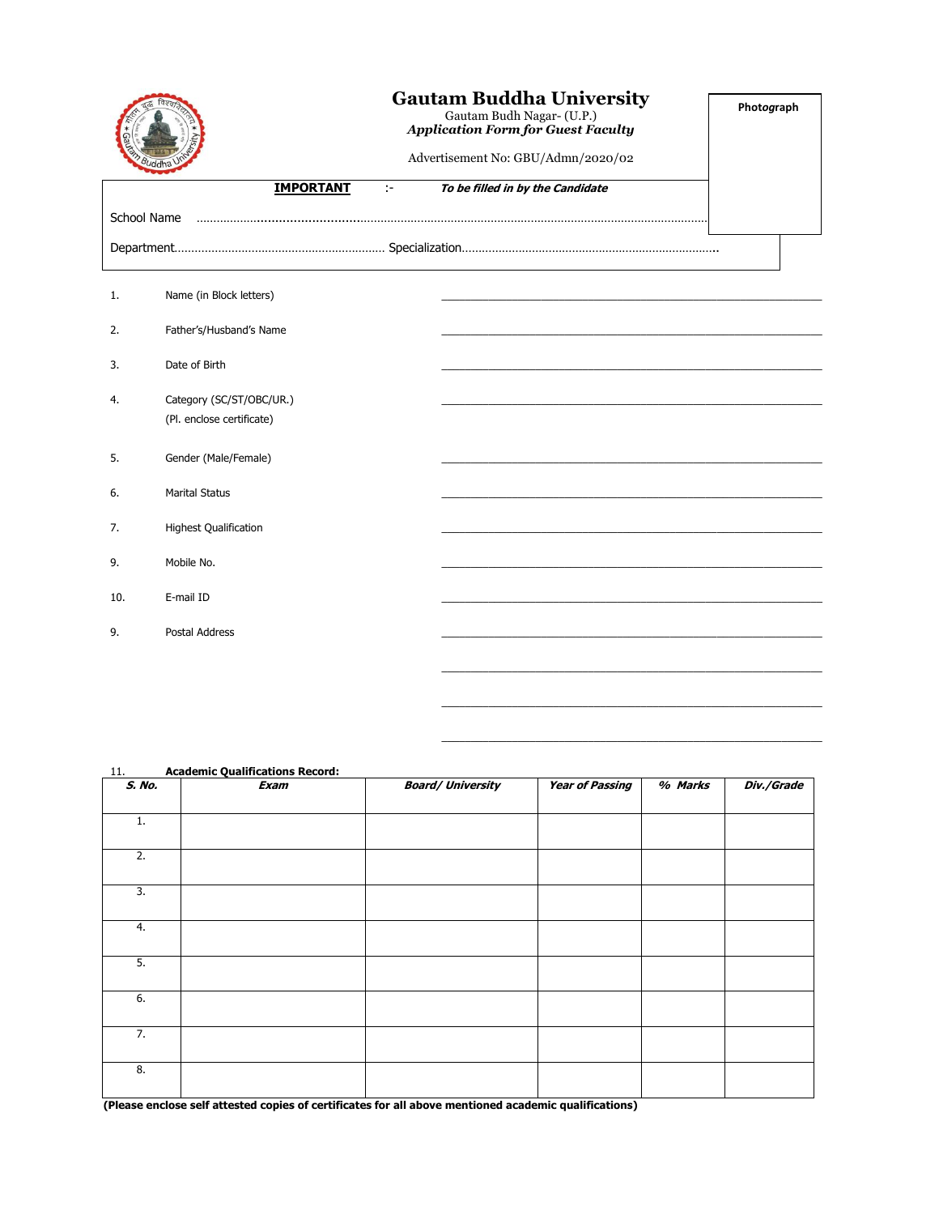# Gautam Buddha University

Gautam Budh Nagar- (U.P.)

***Application Form for Guest Faculty***

Advertisement No: GBU/Admn/2020/02

Photograph

**IMPORTANT** :- ***To be filled in by the Candidate***

School Name ..............................................................................................................................................

Department.............................................................. Specialization............................................................................

1. Name (in Block letters) ____________________

2. Father's/Husband's Name ____________________

3. Date of Birth ____________________

4. Category (SC/ST/OBC/UR.) ____________________
   (Pl. enclose certificate)

5. Gender (Male/Female) ____________________

6. Marital Status ____________________

7. Highest Qualification ____________________

9. Mobile No. ____________________

10. E-mail ID ____________________

9. Postal Address ____________________
   ____________________
   ____________________
   ____________________

11. **Academic Qualifications Record:**

| ***S. No.*** | ***Exam*** | ***Board/ University*** | ***Year of Passing*** | ***% Marks*** | ***Div./Grade*** |
|---|---|---|---|---|---|
| 1. | | | | | |
| 2. | | | | | |
| 3. | | | | | |
| 4. | | | | | |
| 5. | | | | | |
| 6. | | | | | |
| 7. | | | | | |
| 8. | | | | | |

**(Please enclose self attested copies of certificates for all above mentioned academic qualifications)**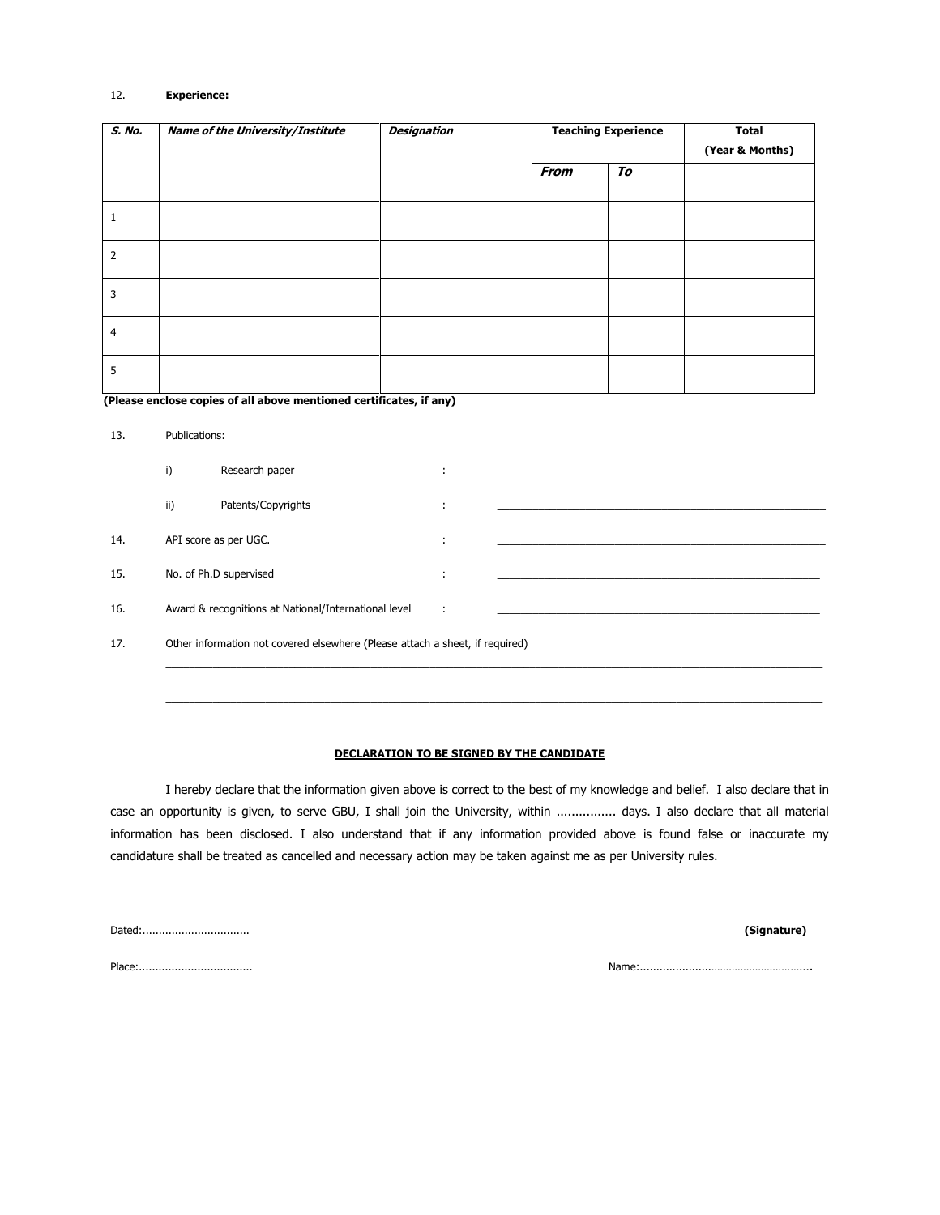12. **Experience:**

| ***S. No.*** | ***Name of the University/Institute*** | ***Designation*** | **Teaching Experience** | | **Total (Year & Months)** |
|---|---|---|---|---|---|
| | | | ***From*** | ***To*** | |
| 1 | | | | | |
| 2 | | | | | |
| 3 | | | | | |
| 4 | | | | | |
| 5 | | | | | |

**(Please enclose copies of all above mentioned certificates, if any)**

13. Publications:

    i) Research paper : ____________________

    ii) Patents/Copyrights : ____________________

14. API score as per UGC. : ____________________

15. No. of Ph.D supervised : ____________________

16. Award & recognitions at National/International level : ____________________

17. Other information not covered elsewhere (Please attach a sheet, if required)

____________________________________________________________

____________________________________________________________

**DECLARATION TO BE SIGNED BY THE CANDIDATE**

I hereby declare that the information given above is correct to the best of my knowledge and belief. I also declare that in case an opportunity is given, to serve GBU, I shall join the University, within ................ days. I also declare that all material information has been disclosed. I also understand that if any information provided above is found false or inaccurate my candidature shall be treated as cancelled and necessary action may be taken against me as per University rules.

Dated:................................ **(Signature)**

Place:.................................. Name:.....................................................